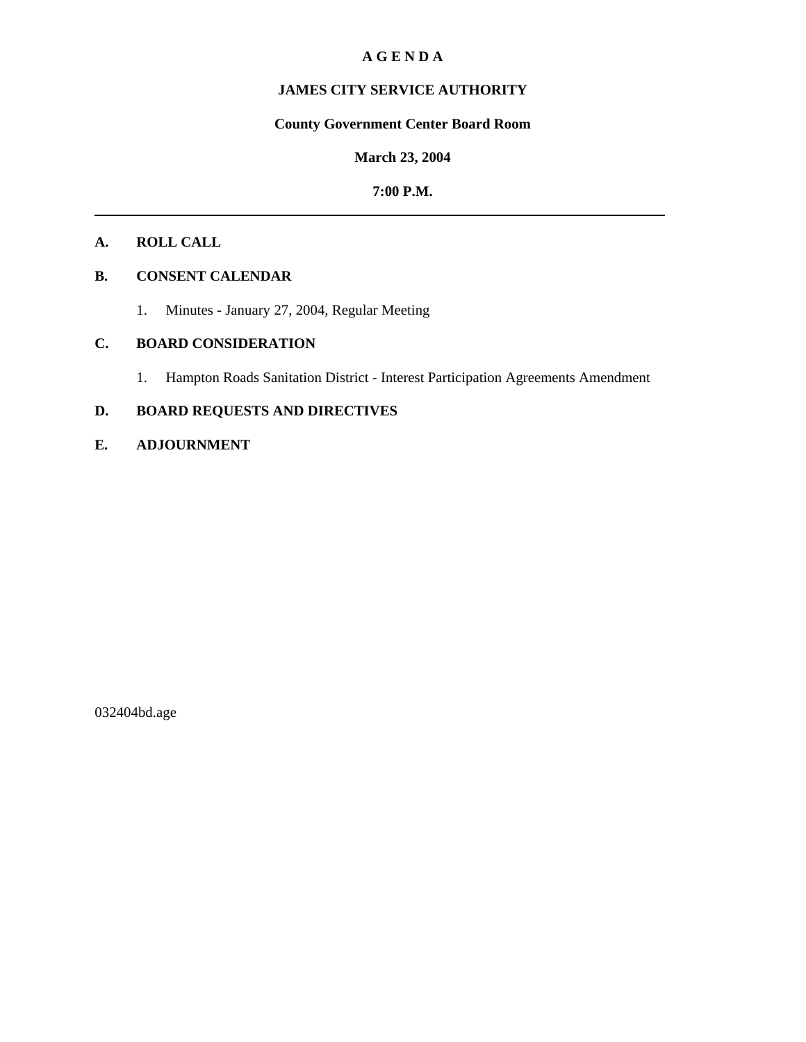# A G E N D A

## JAMES CITY SERVICE AUTHORITY

**County Government Center Board Room**

**March 23, 2004**

**7:00 P.M.**

---

**A. ROLL CALL**

**B. CONSENT CALENDAR**

1. Minutes - January 27, 2004, Regular Meeting

**C. BOARD CONSIDERATION**

1. Hampton Roads Sanitation District - Interest Participation Agreements Amendment

**D. BOARD REQUESTS AND DIRECTIVES**

**E. ADJOURNMENT**

032404bd.age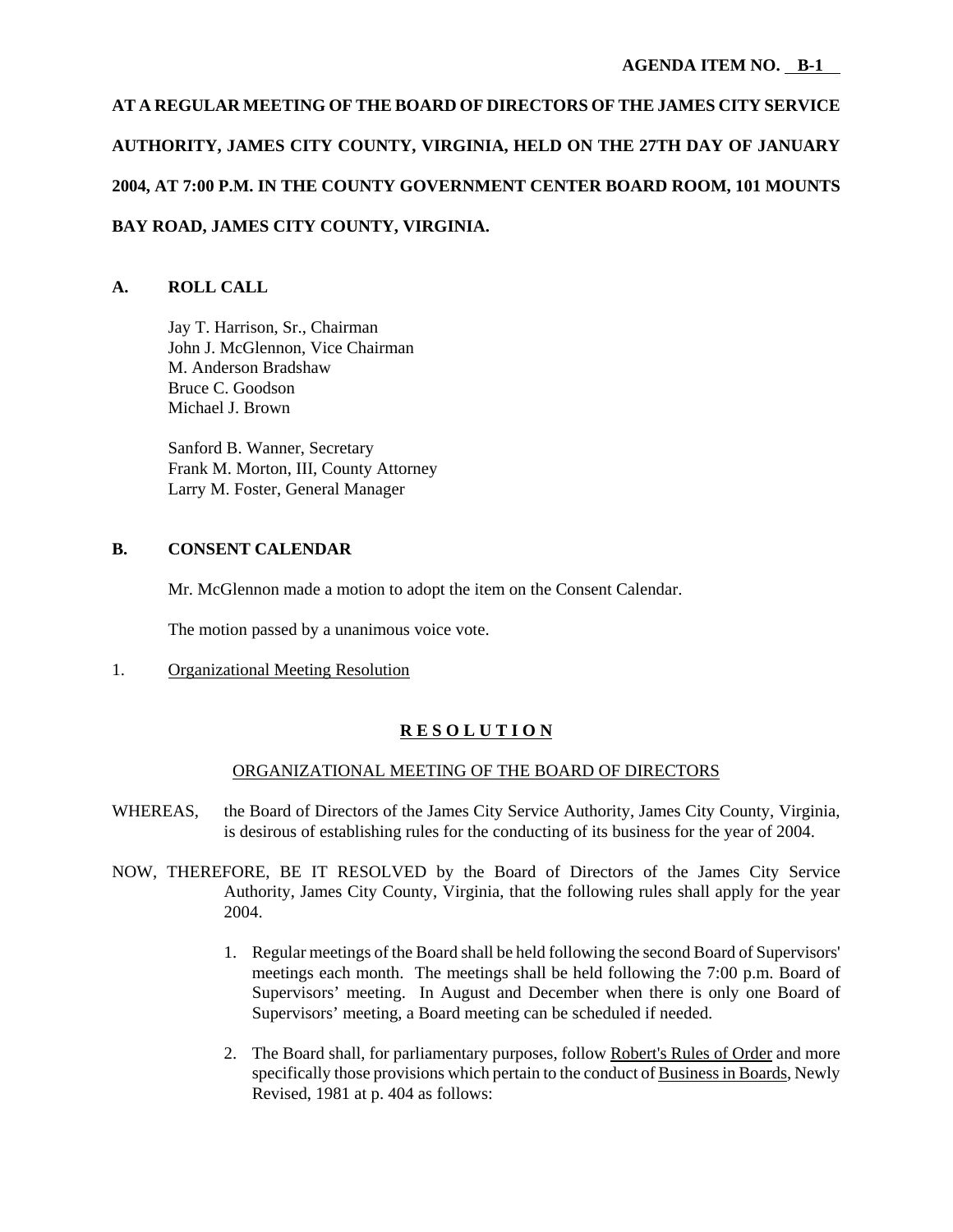**AGENDA ITEM NO. B-1**

**AT A REGULAR MEETING OF THE BOARD OF DIRECTORS OF THE JAMES CITY SERVICE AUTHORITY, JAMES CITY COUNTY, VIRGINIA, HELD ON THE 27TH DAY OF JANUARY 2004, AT 7:00 P.M. IN THE COUNTY GOVERNMENT CENTER BOARD ROOM, 101 MOUNTS BAY ROAD, JAMES CITY COUNTY, VIRGINIA.**

## A. ROLL CALL

Jay T. Harrison, Sr., Chairman
John J. McGlennon, Vice Chairman
M. Anderson Bradshaw
Bruce C. Goodson
Michael J. Brown

Sanford B. Wanner, Secretary
Frank M. Morton, III, County Attorney
Larry M. Foster, General Manager

## B. CONSENT CALENDAR

Mr. McGlennon made a motion to adopt the item on the Consent Calendar.

The motion passed by a unanimous voice vote.

1. Organizational Meeting Resolution

**R E S O L U T I O N**

ORGANIZATIONAL MEETING OF THE BOARD OF DIRECTORS

WHEREAS, the Board of Directors of the James City Service Authority, James City County, Virginia, is desirous of establishing rules for the conducting of its business for the year of 2004.

NOW, THEREFORE, BE IT RESOLVED by the Board of Directors of the James City Service Authority, James City County, Virginia, that the following rules shall apply for the year 2004.

1. Regular meetings of the Board shall be held following the second Board of Supervisors' meetings each month. The meetings shall be held following the 7:00 p.m. Board of Supervisors' meeting. In August and December when there is only one Board of Supervisors' meeting, a Board meeting can be scheduled if needed.

2. The Board shall, for parliamentary purposes, follow Robert's Rules of Order and more specifically those provisions which pertain to the conduct of Business in Boards, Newly Revised, 1981 at p. 404 as follows: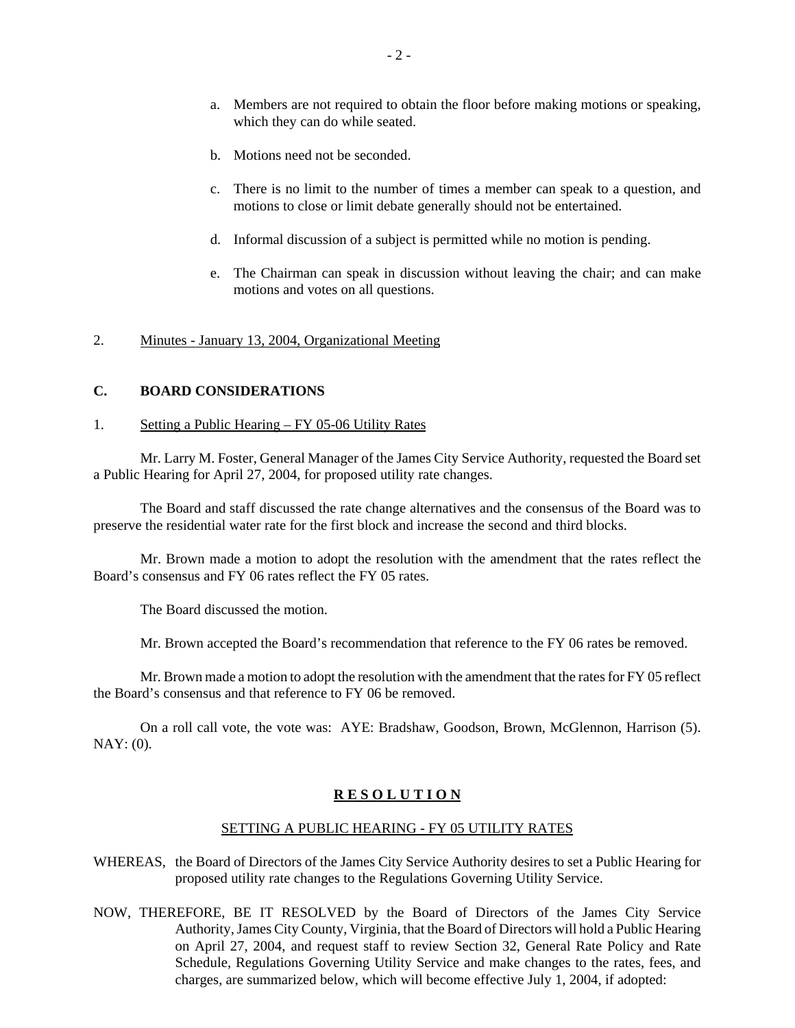a. Members are not required to obtain the floor before making motions or speaking, which they can do while seated.

b. Motions need not be seconded.

c. There is no limit to the number of times a member can speak to a question, and motions to close or limit debate generally should not be entertained.

d. Informal discussion of a subject is permitted while no motion is pending.

e. The Chairman can speak in discussion without leaving the chair; and can make motions and votes on all questions.

2. Minutes - January 13, 2004, Organizational Meeting

## C. BOARD CONSIDERATIONS

1. Setting a Public Hearing – FY 05-06 Utility Rates

Mr. Larry M. Foster, General Manager of the James City Service Authority, requested the Board set a Public Hearing for April 27, 2004, for proposed utility rate changes.

The Board and staff discussed the rate change alternatives and the consensus of the Board was to preserve the residential water rate for the first block and increase the second and third blocks.

Mr. Brown made a motion to adopt the resolution with the amendment that the rates reflect the Board's consensus and FY 06 rates reflect the FY 05 rates.

The Board discussed the motion.

Mr. Brown accepted the Board's recommendation that reference to the FY 06 rates be removed.

Mr. Brown made a motion to adopt the resolution with the amendment that the rates for FY 05 reflect the Board's consensus and that reference to FY 06 be removed.

On a roll call vote, the vote was: AYE: Bradshaw, Goodson, Brown, McGlennon, Harrison (5). NAY: (0).

**R E S O L U T I O N**

SETTING A PUBLIC HEARING - FY 05 UTILITY RATES

WHEREAS, the Board of Directors of the James City Service Authority desires to set a Public Hearing for proposed utility rate changes to the Regulations Governing Utility Service.

NOW, THEREFORE, BE IT RESOLVED by the Board of Directors of the James City Service Authority, James City County, Virginia, that the Board of Directors will hold a Public Hearing on April 27, 2004, and request staff to review Section 32, General Rate Policy and Rate Schedule, Regulations Governing Utility Service and make changes to the rates, fees, and charges, are summarized below, which will become effective July 1, 2004, if adopted: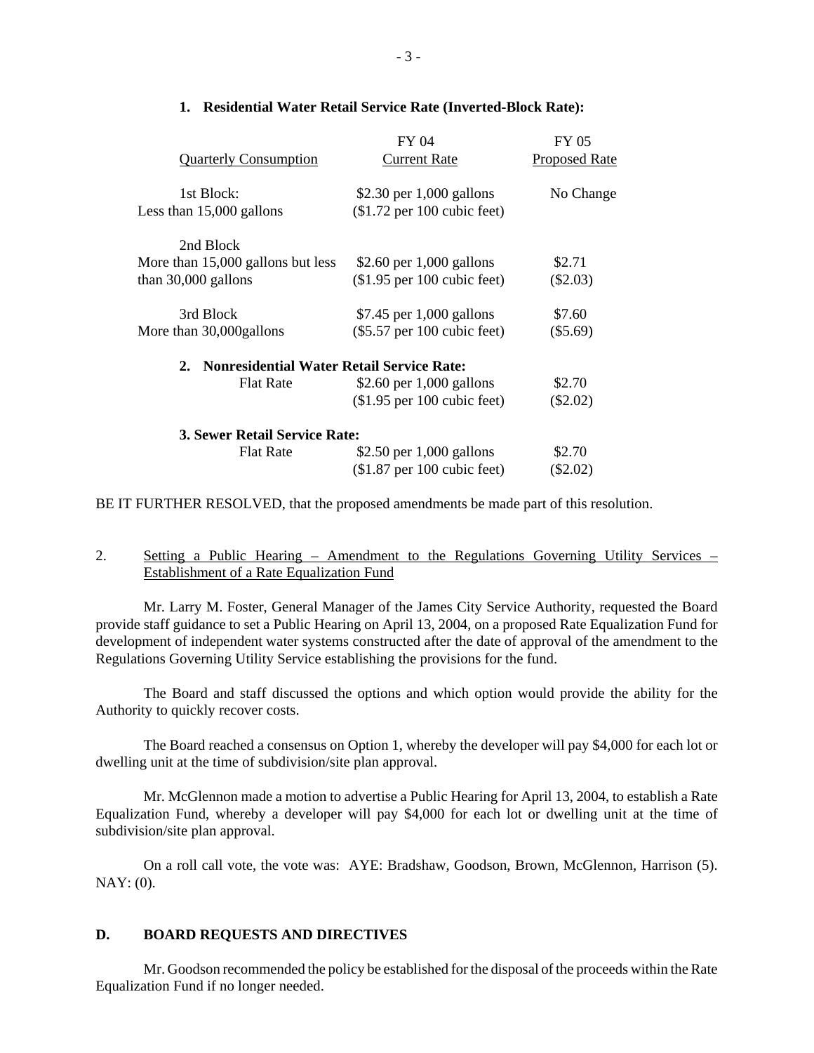**1. Residential Water Retail Service Rate (Inverted-Block Rate):**

| Quarterly Consumption | FY 04 Current Rate | FY 05 Proposed Rate |
|---|---|---|
| 1st Block: Less than 15,000 gallons | $2.30 per 1,000 gallons ($1.72 per 100 cubic feet) | No Change |
| 2nd Block More than 15,000 gallons but less than 30,000 gallons | $2.60 per 1,000 gallons ($1.95 per 100 cubic feet) | $2.71 ($2.03) |
| 3rd Block More than 30,000gallons | $7.45 per 1,000 gallons ($5.57 per 100 cubic feet) | $7.60 ($5.69) |

**2. Nonresidential Water Retail Service Rate:**

| | | |
|---|---|---|
| Flat Rate | $2.60 per 1,000 gallons ($1.95 per 100 cubic feet) | $2.70 ($2.02) |

**3. Sewer Retail Service Rate:**

| | | |
|---|---|---|
| Flat Rate | $2.50 per 1,000 gallons ($1.87 per 100 cubic feet) | $2.70 ($2.02) |

BE IT FURTHER RESOLVED, that the proposed amendments be made part of this resolution.

2. Setting a Public Hearing – Amendment to the Regulations Governing Utility Services – Establishment of a Rate Equalization Fund

Mr. Larry M. Foster, General Manager of the James City Service Authority, requested the Board provide staff guidance to set a Public Hearing on April 13, 2004, on a proposed Rate Equalization Fund for development of independent water systems constructed after the date of approval of the amendment to the Regulations Governing Utility Service establishing the provisions for the fund.

The Board and staff discussed the options and which option would provide the ability for the Authority to quickly recover costs.

The Board reached a consensus on Option 1, whereby the developer will pay $4,000 for each lot or dwelling unit at the time of subdivision/site plan approval.

Mr. McGlennon made a motion to advertise a Public Hearing for April 13, 2004, to establish a Rate Equalization Fund, whereby a developer will pay $4,000 for each lot or dwelling unit at the time of subdivision/site plan approval.

On a roll call vote, the vote was: AYE: Bradshaw, Goodson, Brown, McGlennon, Harrison (5). NAY: (0).

## D. BOARD REQUESTS AND DIRECTIVES

Mr. Goodson recommended the policy be established for the disposal of the proceeds within the Rate Equalization Fund if no longer needed.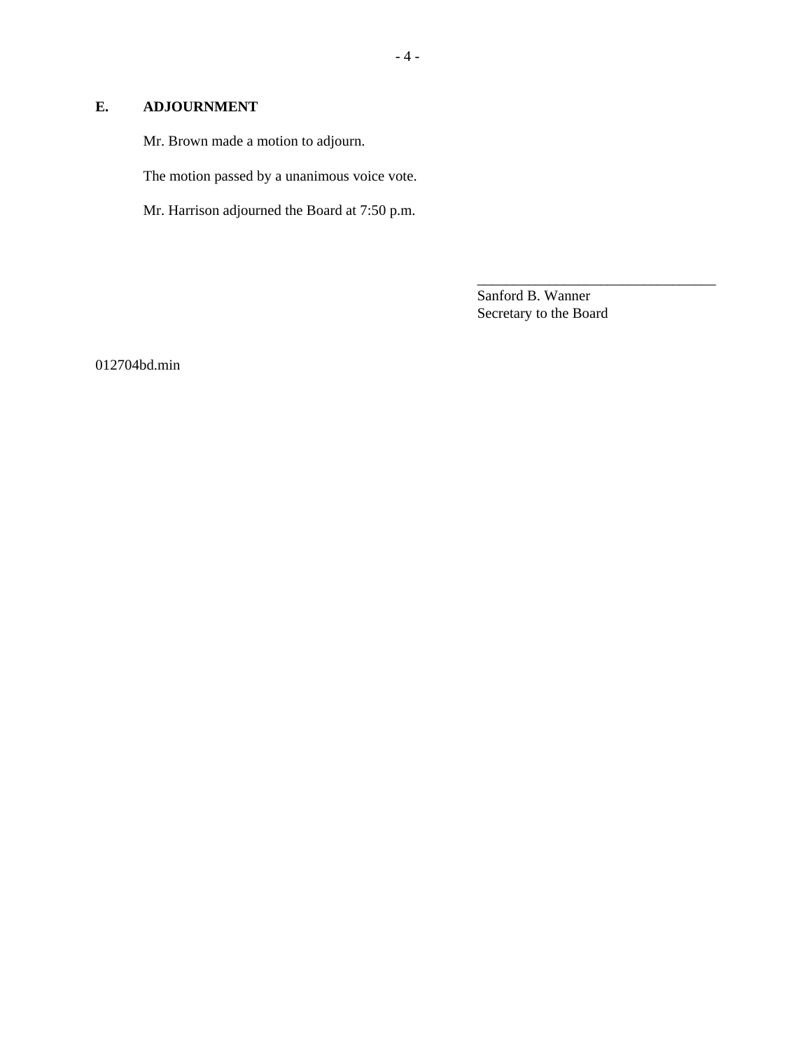## E. ADJOURNMENT

Mr. Brown made a motion to adjourn.

The motion passed by a unanimous voice vote.

Mr. Harrison adjourned the Board at 7:50 p.m.

\_\_\_\_\_\_\_\_\_\_\_\_\_\_\_\_\_\_\_\_\_\_\_\_\_\_\_\_\_\_\_\_\_\_\_\_

Sanford B. Wanner
Secretary to the Board

012704bd.min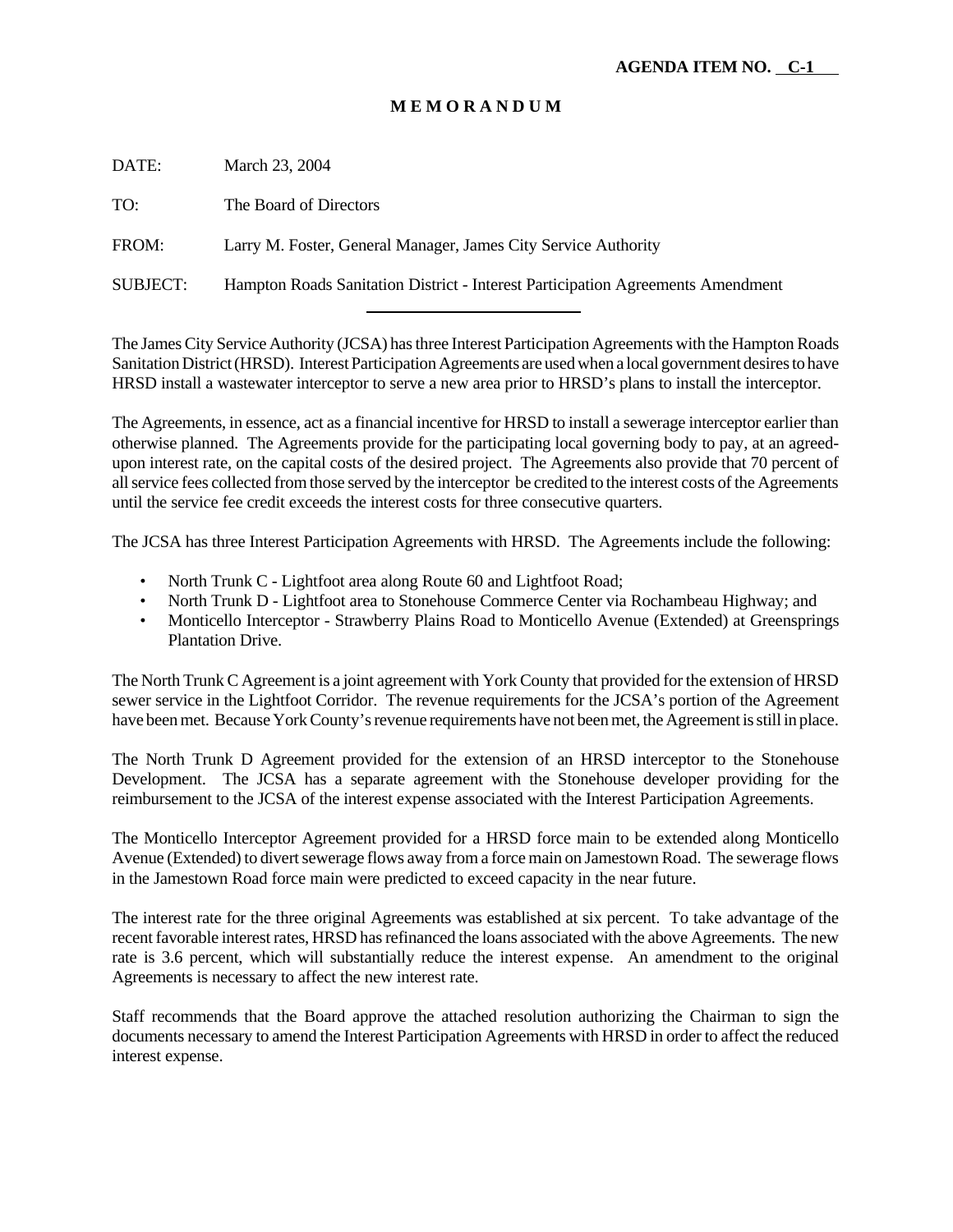**AGENDA ITEM NO. C-1**

# M E M O R A N D U M

DATE: March 23, 2004

TO: The Board of Directors

FROM: Larry M. Foster, General Manager, James City Service Authority

SUBJECT: Hampton Roads Sanitation District - Interest Participation Agreements Amendment

---

The James City Service Authority (JCSA) has three Interest Participation Agreements with the Hampton Roads Sanitation District (HRSD). Interest Participation Agreements are used when a local government desires to have HRSD install a wastewater interceptor to serve a new area prior to HRSD's plans to install the interceptor.

The Agreements, in essence, act as a financial incentive for HRSD to install a sewerage interceptor earlier than otherwise planned. The Agreements provide for the participating local governing body to pay, at an agreed-upon interest rate, on the capital costs of the desired project. The Agreements also provide that 70 percent of all service fees collected from those served by the interceptor be credited to the interest costs of the Agreements until the service fee credit exceeds the interest costs for three consecutive quarters.

The JCSA has three Interest Participation Agreements with HRSD. The Agreements include the following:

- North Trunk C - Lightfoot area along Route 60 and Lightfoot Road;
- North Trunk D - Lightfoot area to Stonehouse Commerce Center via Rochambeau Highway; and
- Monticello Interceptor - Strawberry Plains Road to Monticello Avenue (Extended) at Greensprings Plantation Drive.

The North Trunk C Agreement is a joint agreement with York County that provided for the extension of HRSD sewer service in the Lightfoot Corridor. The revenue requirements for the JCSA's portion of the Agreement have been met. Because York County's revenue requirements have not been met, the Agreement is still in place.

The North Trunk D Agreement provided for the extension of an HRSD interceptor to the Stonehouse Development. The JCSA has a separate agreement with the Stonehouse developer providing for the reimbursement to the JCSA of the interest expense associated with the Interest Participation Agreements.

The Monticello Interceptor Agreement provided for a HRSD force main to be extended along Monticello Avenue (Extended) to divert sewerage flows away from a force main on Jamestown Road. The sewerage flows in the Jamestown Road force main were predicted to exceed capacity in the near future.

The interest rate for the three original Agreements was established at six percent. To take advantage of the recent favorable interest rates, HRSD has refinanced the loans associated with the above Agreements. The new rate is 3.6 percent, which will substantially reduce the interest expense. An amendment to the original Agreements is necessary to affect the new interest rate.

Staff recommends that the Board approve the attached resolution authorizing the Chairman to sign the documents necessary to amend the Interest Participation Agreements with HRSD in order to affect the reduced interest expense.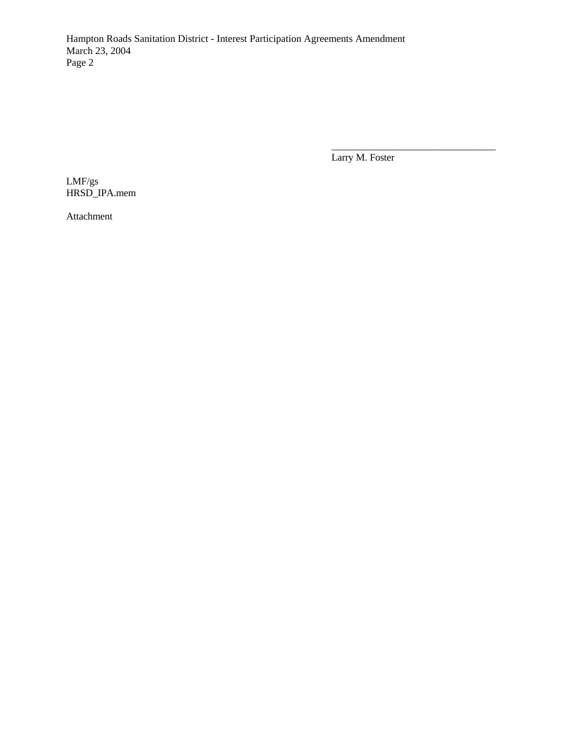\_\_\_\_\_\_\_\_\_\_\_\_\_\_\_\_\_\_\_\_\_\_\_\_\_\_\_\_\_\_\_\_

Larry M. Foster

LMF/gs
HRSD_IPA.mem

Attachment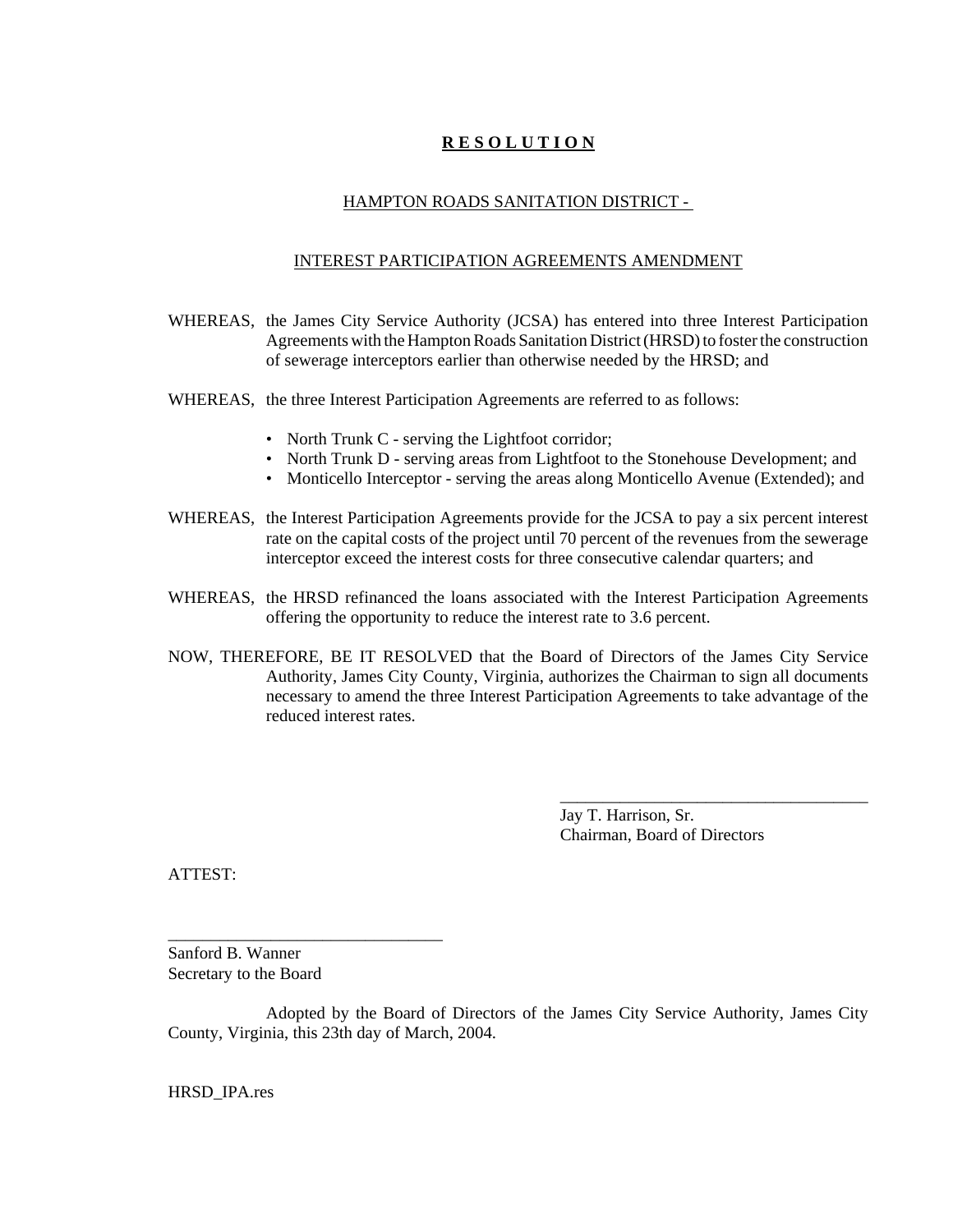# R E S O L U T I O N

HAMPTON ROADS SANITATION DISTRICT -

INTEREST PARTICIPATION AGREEMENTS AMENDMENT

WHEREAS, the James City Service Authority (JCSA) has entered into three Interest Participation Agreements with the Hampton Roads Sanitation District (HRSD) to foster the construction of sewerage interceptors earlier than otherwise needed by the HRSD; and

WHEREAS, the three Interest Participation Agreements are referred to as follows:

- North Trunk C - serving the Lightfoot corridor;
- North Trunk D - serving areas from Lightfoot to the Stonehouse Development; and
- Monticello Interceptor - serving the areas along Monticello Avenue (Extended); and

WHEREAS, the Interest Participation Agreements provide for the JCSA to pay a six percent interest rate on the capital costs of the project until 70 percent of the revenues from the sewerage interceptor exceed the interest costs for three consecutive calendar quarters; and

WHEREAS, the HRSD refinanced the loans associated with the Interest Participation Agreements offering the opportunity to reduce the interest rate to 3.6 percent.

NOW, THEREFORE, BE IT RESOLVED that the Board of Directors of the James City Service Authority, James City County, Virginia, authorizes the Chairman to sign all documents necessary to amend the three Interest Participation Agreements to take advantage of the reduced interest rates.

____________________________________
Jay T. Harrison, Sr.
Chairman, Board of Directors

ATTEST:

________________________________
Sanford B. Wanner
Secretary to the Board

Adopted by the Board of Directors of the James City Service Authority, James City County, Virginia, this 23th day of March, 2004.

HRSD_IPA.res